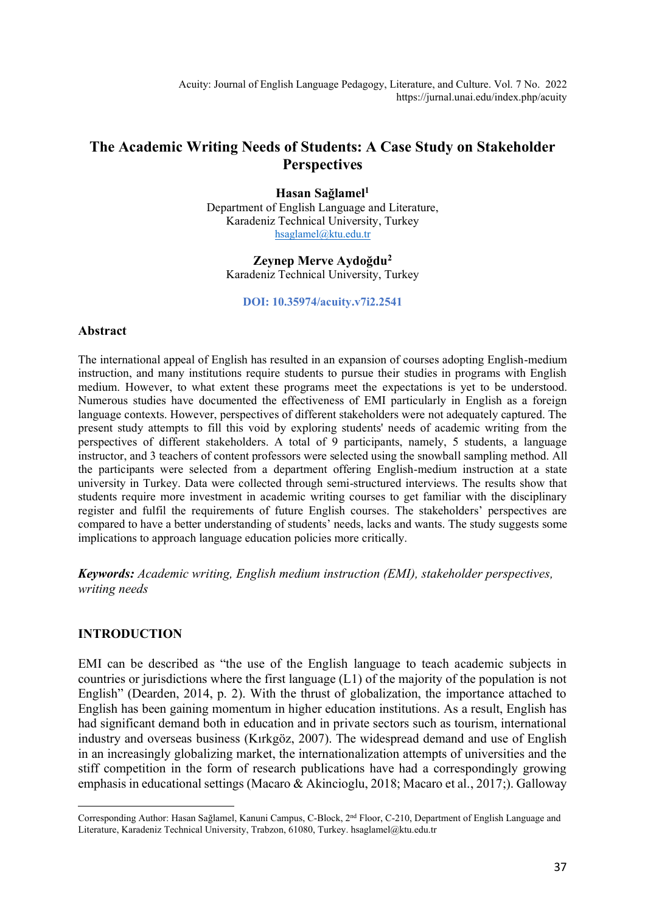# The Academic Writing Needs of Students: A Case Study on Stakeholder Perspectives

**Hasan Sağlamel[1]**
Department of English Language and Literature,
Karadeniz Technical University, Turkey
hsaglamel@ktu.edu.tr

**Zeynep Merve Aydoğdu[2]**
Karadeniz Technical University, Turkey

**DOI: 10.35974/acuity.v7i2.2541**

## Abstract

The international appeal of English has resulted in an expansion of courses adopting English-medium instruction, and many institutions require students to pursue their studies in programs with English medium. However, to what extent these programs meet the expectations is yet to be understood. Numerous studies have documented the effectiveness of EMI particularly in English as a foreign language contexts. However, perspectives of different stakeholders were not adequately captured. The present study attempts to fill this void by exploring students' needs of academic writing from the perspectives of different stakeholders. A total of 9 participants, namely, 5 students, a language instructor, and 3 teachers of content professors were selected using the snowball sampling method. All the participants were selected from a department offering English-medium instruction at a state university in Turkey. Data were collected through semi-structured interviews. The results show that students require more investment in academic writing courses to get familiar with the disciplinary register and fulfil the requirements of future English courses. The stakeholders' perspectives are compared to have a better understanding of students' needs, lacks and wants. The study suggests some implications to approach language education policies more critically.

***Keywords:*** *Academic writing, English medium instruction (EMI), stakeholder perspectives, writing needs*

## INTRODUCTION

EMI can be described as "the use of the English language to teach academic subjects in countries or jurisdictions where the first language (L1) of the majority of the population is not English" (Dearden, 2014, p. 2). With the thrust of globalization, the importance attached to English has been gaining momentum in higher education institutions. As a result, English has had significant demand both in education and in private sectors such as tourism, international industry and overseas business (Kırkgöz, 2007). The widespread demand and use of English in an increasingly globalizing market, the internationalization attempts of universities and the stiff competition in the form of research publications have had a correspondingly growing emphasis in educational settings (Macaro & Akincioglu, 2018; Macaro et al., 2017;). Galloway

---

Corresponding Author: Hasan Sağlamel, Kanuni Campus, C-Block, 2nd Floor, C-210, Department of English Language and Literature, Karadeniz Technical University, Trabzon, 61080, Turkey. hsaglamel@ktu.edu.tr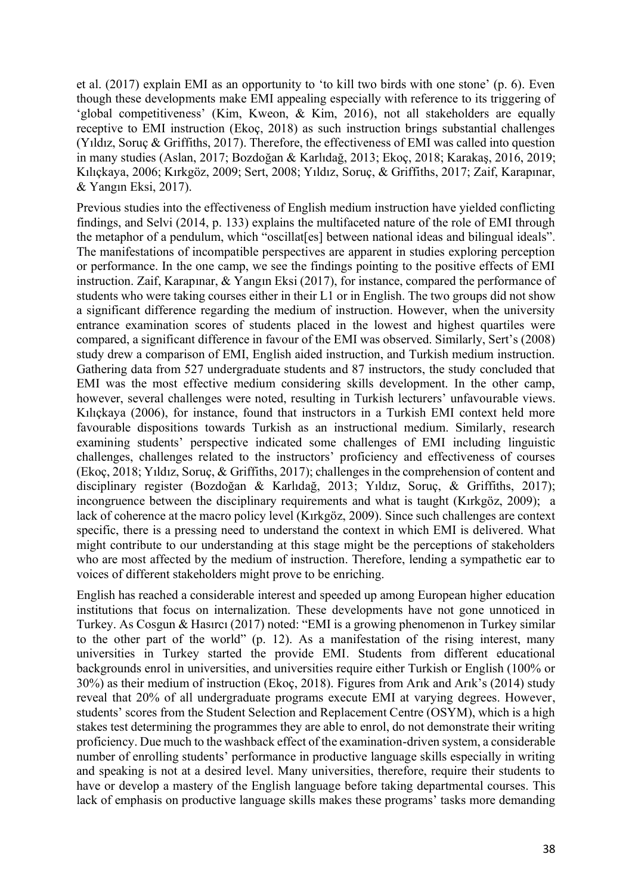et al. (2017) explain EMI as an opportunity to 'to kill two birds with one stone' (p. 6). Even though these developments make EMI appealing especially with reference to its triggering of 'global competitiveness' (Kim, Kweon, & Kim, 2016), not all stakeholders are equally receptive to EMI instruction (Ekoç, 2018) as such instruction brings substantial challenges (Yıldız, Soruç & Griffiths, 2017). Therefore, the effectiveness of EMI was called into question in many studies (Aslan, 2017; Bozdoğan & Karlıdağ, 2013; Ekoç, 2018; Karakaş, 2016, 2019; Kılıçkaya, 2006; Kırkgöz, 2009; Sert, 2008; Yıldız, Soruç, & Griffiths, 2017; Zaif, Karapınar, & Yangın Eksi, 2017).

Previous studies into the effectiveness of English medium instruction have yielded conflicting findings, and Selvi (2014, p. 133) explains the multifaceted nature of the role of EMI through the metaphor of a pendulum, which "oscillat[es] between national ideas and bilingual ideals". The manifestations of incompatible perspectives are apparent in studies exploring perception or performance. In the one camp, we see the findings pointing to the positive effects of EMI instruction. Zaif, Karapınar, & Yangın Eksi (2017), for instance, compared the performance of students who were taking courses either in their L1 or in English. The two groups did not show a significant difference regarding the medium of instruction. However, when the university entrance examination scores of students placed in the lowest and highest quartiles were compared, a significant difference in favour of the EMI was observed. Similarly, Sert's (2008) study drew a comparison of EMI, English aided instruction, and Turkish medium instruction. Gathering data from 527 undergraduate students and 87 instructors, the study concluded that EMI was the most effective medium considering skills development. In the other camp, however, several challenges were noted, resulting in Turkish lecturers' unfavourable views. Kılıçkaya (2006), for instance, found that instructors in a Turkish EMI context held more favourable dispositions towards Turkish as an instructional medium. Similarly, research examining students' perspective indicated some challenges of EMI including linguistic challenges, challenges related to the instructors' proficiency and effectiveness of courses (Ekoç, 2018; Yıldız, Soruç, & Griffiths, 2017); challenges in the comprehension of content and disciplinary register (Bozdoğan & Karlıdağ, 2013; Yıldız, Soruç, & Griffiths, 2017); incongruence between the disciplinary requirements and what is taught (Kırkgöz, 2009); a lack of coherence at the macro policy level (Kırkgöz, 2009). Since such challenges are context specific, there is a pressing need to understand the context in which EMI is delivered. What might contribute to our understanding at this stage might be the perceptions of stakeholders who are most affected by the medium of instruction. Therefore, lending a sympathetic ear to voices of different stakeholders might prove to be enriching.

English has reached a considerable interest and speeded up among European higher education institutions that focus on internalization. These developments have not gone unnoticed in Turkey. As Cosgun & Hasırcı (2017) noted: "EMI is a growing phenomenon in Turkey similar to the other part of the world" (p. 12). As a manifestation of the rising interest, many universities in Turkey started the provide EMI. Students from different educational backgrounds enrol in universities, and universities require either Turkish or English (100% or 30%) as their medium of instruction (Ekoç, 2018). Figures from Arık and Arık's (2014) study reveal that 20% of all undergraduate programs execute EMI at varying degrees. However, students' scores from the Student Selection and Replacement Centre (OSYM), which is a high stakes test determining the programmes they are able to enrol, do not demonstrate their writing proficiency. Due much to the washback effect of the examination-driven system, a considerable number of enrolling students' performance in productive language skills especially in writing and speaking is not at a desired level. Many universities, therefore, require their students to have or develop a mastery of the English language before taking departmental courses. This lack of emphasis on productive language skills makes these programs' tasks more demanding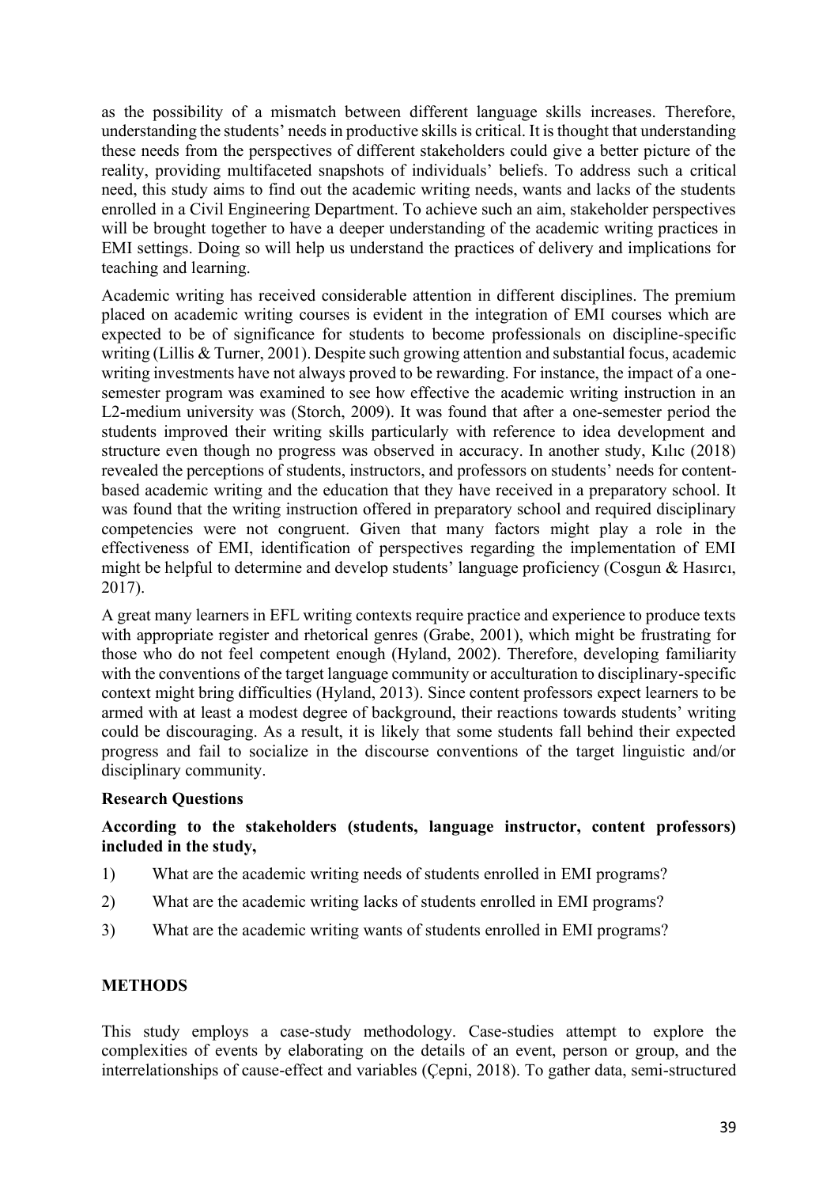as the possibility of a mismatch between different language skills increases. Therefore, understanding the students' needs in productive skills is critical. It is thought that understanding these needs from the perspectives of different stakeholders could give a better picture of the reality, providing multifaceted snapshots of individuals' beliefs. To address such a critical need, this study aims to find out the academic writing needs, wants and lacks of the students enrolled in a Civil Engineering Department. To achieve such an aim, stakeholder perspectives will be brought together to have a deeper understanding of the academic writing practices in EMI settings. Doing so will help us understand the practices of delivery and implications for teaching and learning.

Academic writing has received considerable attention in different disciplines. The premium placed on academic writing courses is evident in the integration of EMI courses which are expected to be of significance for students to become professionals on discipline-specific writing (Lillis & Turner, 2001). Despite such growing attention and substantial focus, academic writing investments have not always proved to be rewarding. For instance, the impact of a one-semester program was examined to see how effective the academic writing instruction in an L2-medium university was (Storch, 2009). It was found that after a one-semester period the students improved their writing skills particularly with reference to idea development and structure even though no progress was observed in accuracy. In another study, Kılıc (2018) revealed the perceptions of students, instructors, and professors on students' needs for content-based academic writing and the education that they have received in a preparatory school. It was found that the writing instruction offered in preparatory school and required disciplinary competencies were not congruent. Given that many factors might play a role in the effectiveness of EMI, identification of perspectives regarding the implementation of EMI might be helpful to determine and develop students' language proficiency (Cosgun & Hasırcı, 2017).

A great many learners in EFL writing contexts require practice and experience to produce texts with appropriate register and rhetorical genres (Grabe, 2001), which might be frustrating for those who do not feel competent enough (Hyland, 2002). Therefore, developing familiarity with the conventions of the target language community or acculturation to disciplinary-specific context might bring difficulties (Hyland, 2013). Since content professors expect learners to be armed with at least a modest degree of background, their reactions towards students' writing could be discouraging. As a result, it is likely that some students fall behind their expected progress and fail to socialize in the discourse conventions of the target linguistic and/or disciplinary community.

### Research Questions

**According to the stakeholders (students, language instructor, content professors) included in the study,**

1) What are the academic writing needs of students enrolled in EMI programs?
2) What are the academic writing lacks of students enrolled in EMI programs?
3) What are the academic writing wants of students enrolled in EMI programs?

## METHODS

This study employs a case-study methodology. Case-studies attempt to explore the complexities of events by elaborating on the details of an event, person or group, and the interrelationships of cause-effect and variables (Çepni, 2018). To gather data, semi-structured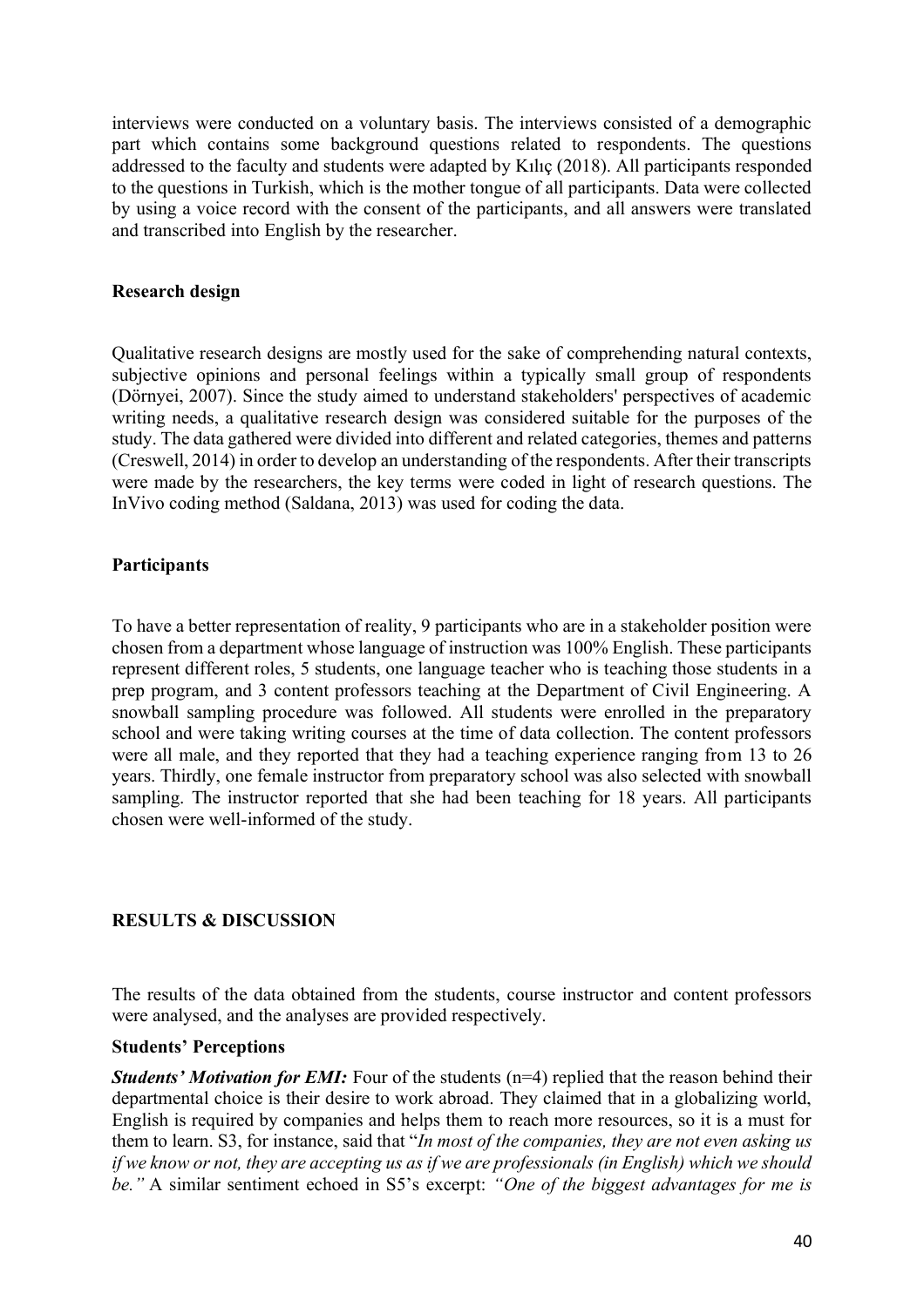interviews were conducted on a voluntary basis. The interviews consisted of a demographic part which contains some background questions related to respondents. The questions addressed to the faculty and students were adapted by Kılıç (2018). All participants responded to the questions in Turkish, which is the mother tongue of all participants. Data were collected by using a voice record with the consent of the participants, and all answers were translated and transcribed into English by the researcher.

### Research design

Qualitative research designs are mostly used for the sake of comprehending natural contexts, subjective opinions and personal feelings within a typically small group of respondents (Dörnyei, 2007). Since the study aimed to understand stakeholders' perspectives of academic writing needs, a qualitative research design was considered suitable for the purposes of the study. The data gathered were divided into different and related categories, themes and patterns (Creswell, 2014) in order to develop an understanding of the respondents. After their transcripts were made by the researchers, the key terms were coded in light of research questions. The InVivo coding method (Saldana, 2013) was used for coding the data.

### Participants

To have a better representation of reality, 9 participants who are in a stakeholder position were chosen from a department whose language of instruction was 100% English. These participants represent different roles, 5 students, one language teacher who is teaching those students in a prep program, and 3 content professors teaching at the Department of Civil Engineering. A snowball sampling procedure was followed. All students were enrolled in the preparatory school and were taking writing courses at the time of data collection. The content professors were all male, and they reported that they had a teaching experience ranging from 13 to 26 years. Thirdly, one female instructor from preparatory school was also selected with snowball sampling. The instructor reported that she had been teaching for 18 years. All participants chosen were well-informed of the study.

## RESULTS & DISCUSSION

The results of the data obtained from the students, course instructor and content professors were analysed, and the analyses are provided respectively.

### Students' Perceptions

***Students' Motivation for EMI:*** Four of the students (n=4) replied that the reason behind their departmental choice is their desire to work abroad. They claimed that in a globalizing world, English is required by companies and helps them to reach more resources, so it is a must for them to learn. S3, for instance, said that "*In most of the companies, they are not even asking us if we know or not, they are accepting us as if we are professionals (in English) which we should be.*" A similar sentiment echoed in S5's excerpt: *"One of the biggest advantages for me is*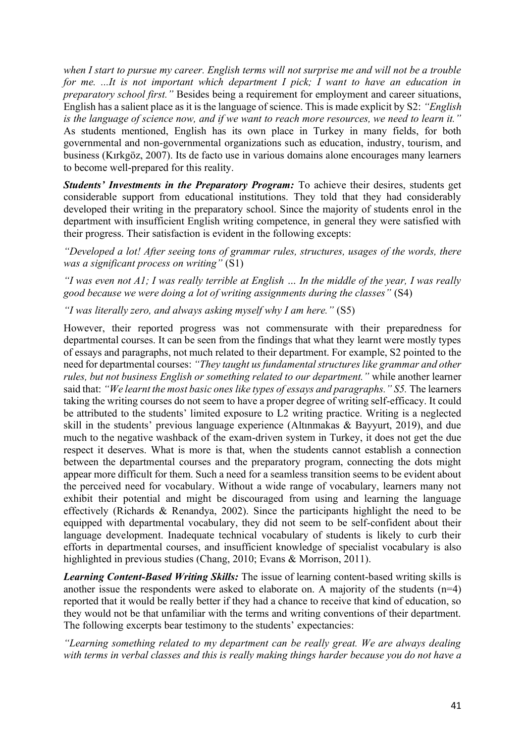*when I start to pursue my career. English terms will not surprise me and will not be a trouble for me. ...It is not important which department I pick; I want to have an education in preparatory school first."* Besides being a requirement for employment and career situations, English has a salient place as it is the language of science. This is made explicit by S2: *"English is the language of science now, and if we want to reach more resources, we need to learn it."* As students mentioned, English has its own place in Turkey in many fields, for both governmental and non-governmental organizations such as education, industry, tourism, and business (Kırkgöz, 2007). Its de facto use in various domains alone encourages many learners to become well-prepared for this reality.

***Students' Investments in the Preparatory Program:*** To achieve their desires, students get considerable support from educational institutions. They told that they had considerably developed their writing in the preparatory school. Since the majority of students enrol in the department with insufficient English writing competence, in general they were satisfied with their progress. Their satisfaction is evident in the following excepts:

*"Developed a lot! After seeing tons of grammar rules, structures, usages of the words, there was a significant process on writing"* (S1)

*"I was even not A1; I was really terrible at English … In the middle of the year, I was really good because we were doing a lot of writing assignments during the classes"* (S4)

*"I was literally zero, and always asking myself why I am here."* (S5)

However, their reported progress was not commensurate with their preparedness for departmental courses. It can be seen from the findings that what they learnt were mostly types of essays and paragraphs, not much related to their department. For example, S2 pointed to the need for departmental courses: *"They taught us fundamental structures like grammar and other rules, but not business English or something related to our department."* while another learner said that: *"We learnt the most basic ones like types of essays and paragraphs." S5.* The learners taking the writing courses do not seem to have a proper degree of writing self-efficacy. It could be attributed to the students' limited exposure to L2 writing practice. Writing is a neglected skill in the students' previous language experience (Altınmakas & Bayyurt, 2019), and due much to the negative washback of the exam-driven system in Turkey, it does not get the due respect it deserves. What is more is that, when the students cannot establish a connection between the departmental courses and the preparatory program, connecting the dots might appear more difficult for them. Such a need for a seamless transition seems to be evident about the perceived need for vocabulary. Without a wide range of vocabulary, learners many not exhibit their potential and might be discouraged from using and learning the language effectively (Richards & Renandya, 2002). Since the participants highlight the need to be equipped with departmental vocabulary, they did not seem to be self-confident about their language development. Inadequate technical vocabulary of students is likely to curb their efforts in departmental courses, and insufficient knowledge of specialist vocabulary is also highlighted in previous studies (Chang, 2010; Evans & Morrison, 2011).

***Learning Content-Based Writing Skills:*** The issue of learning content-based writing skills is another issue the respondents were asked to elaborate on. A majority of the students (n=4) reported that it would be really better if they had a chance to receive that kind of education, so they would not be that unfamiliar with the terms and writing conventions of their department. The following excerpts bear testimony to the students' expectancies:

*"Learning something related to my department can be really great. We are always dealing with terms in verbal classes and this is really making things harder because you do not have a*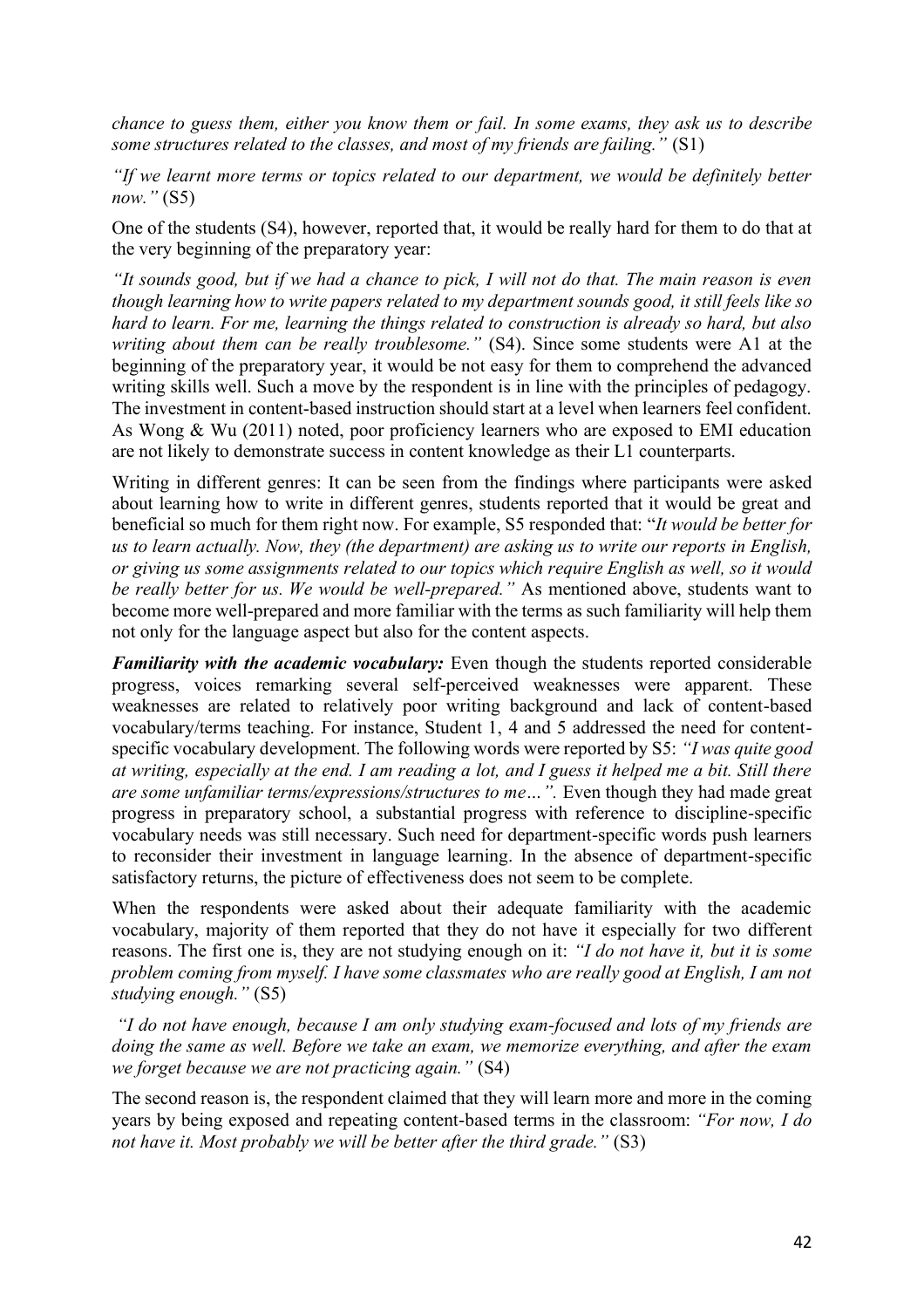*chance to guess them, either you know them or fail. In some exams, they ask us to describe some structures related to the classes, and most of my friends are failing."* (S1)

*"If we learnt more terms or topics related to our department, we would be definitely better now."* (S5)

One of the students (S4), however, reported that, it would be really hard for them to do that at the very beginning of the preparatory year:

*"It sounds good, but if we had a chance to pick, I will not do that. The main reason is even though learning how to write papers related to my department sounds good, it still feels like so hard to learn. For me, learning the things related to construction is already so hard, but also writing about them can be really troublesome."* (S4). Since some students were A1 at the beginning of the preparatory year, it would be not easy for them to comprehend the advanced writing skills well. Such a move by the respondent is in line with the principles of pedagogy. The investment in content-based instruction should start at a level when learners feel confident. As Wong & Wu (2011) noted, poor proficiency learners who are exposed to EMI education are not likely to demonstrate success in content knowledge as their L1 counterparts.

Writing in different genres: It can be seen from the findings where participants were asked about learning how to write in different genres, students reported that it would be great and beneficial so much for them right now. For example, S5 responded that: "*It would be better for us to learn actually. Now, they (the department) are asking us to write our reports in English, or giving us some assignments related to our topics which require English as well, so it would be really better for us. We would be well-prepared."* As mentioned above, students want to become more well-prepared and more familiar with the terms as such familiarity will help them not only for the language aspect but also for the content aspects.

***Familiarity with the academic vocabulary:*** Even though the students reported considerable progress, voices remarking several self-perceived weaknesses were apparent. These weaknesses are related to relatively poor writing background and lack of content-based vocabulary/terms teaching. For instance, Student 1, 4 and 5 addressed the need for content-specific vocabulary development. The following words were reported by S5: *"I was quite good at writing, especially at the end. I am reading a lot, and I guess it helped me a bit. Still there are some unfamiliar terms/expressions/structures to me…".* Even though they had made great progress in preparatory school, a substantial progress with reference to discipline-specific vocabulary needs was still necessary. Such need for department-specific words push learners to reconsider their investment in language learning. In the absence of department-specific satisfactory returns, the picture of effectiveness does not seem to be complete.

When the respondents were asked about their adequate familiarity with the academic vocabulary, majority of them reported that they do not have it especially for two different reasons. The first one is, they are not studying enough on it: *"I do not have it, but it is some problem coming from myself. I have some classmates who are really good at English, I am not studying enough."* (S5)

*"I do not have enough, because I am only studying exam-focused and lots of my friends are doing the same as well. Before we take an exam, we memorize everything, and after the exam we forget because we are not practicing again."* (S4)

The second reason is, the respondent claimed that they will learn more and more in the coming years by being exposed and repeating content-based terms in the classroom: *"For now, I do not have it. Most probably we will be better after the third grade."* (S3)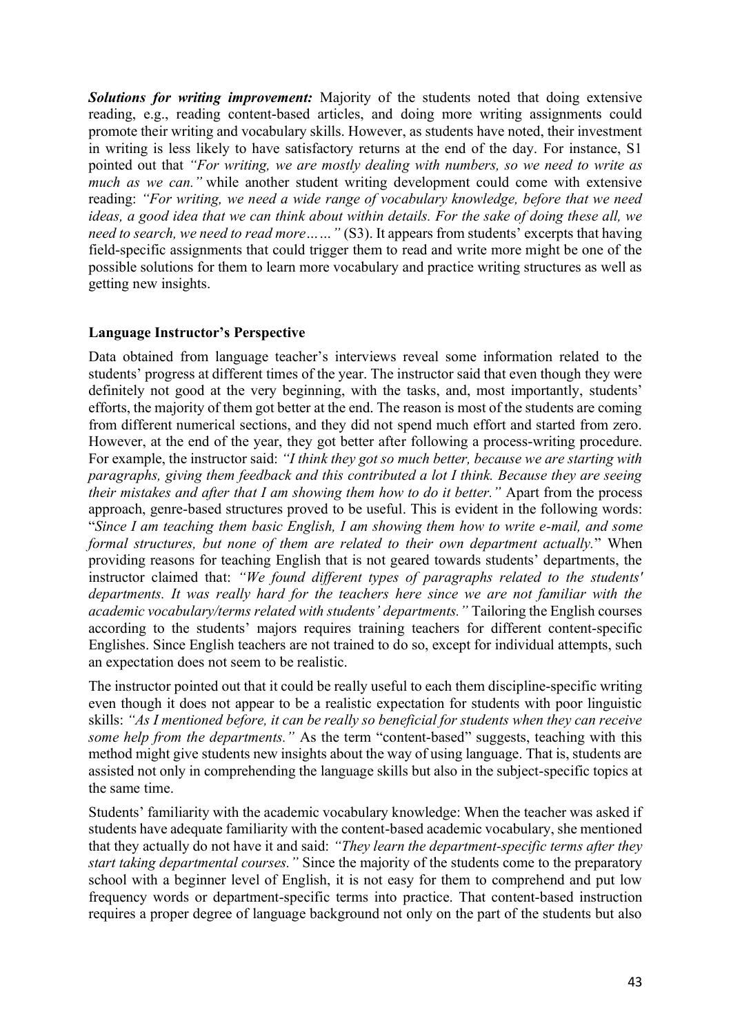***Solutions for writing improvement:*** Majority of the students noted that doing extensive reading, e.g., reading content-based articles, and doing more writing assignments could promote their writing and vocabulary skills. However, as students have noted, their investment in writing is less likely to have satisfactory returns at the end of the day. For instance, S1 pointed out that *"For writing, we are mostly dealing with numbers, so we need to write as much as we can."* while another student writing development could come with extensive reading: *"For writing, we need a wide range of vocabulary knowledge, before that we need ideas, a good idea that we can think about within details. For the sake of doing these all, we need to search, we need to read more……"* (S3). It appears from students' excerpts that having field-specific assignments that could trigger them to read and write more might be one of the possible solutions for them to learn more vocabulary and practice writing structures as well as getting new insights.

**Language Instructor's Perspective**

Data obtained from language teacher's interviews reveal some information related to the students' progress at different times of the year. The instructor said that even though they were definitely not good at the very beginning, with the tasks, and, most importantly, students' efforts, the majority of them got better at the end. The reason is most of the students are coming from different numerical sections, and they did not spend much effort and started from zero. However, at the end of the year, they got better after following a process-writing procedure. For example, the instructor said: *"I think they got so much better, because we are starting with paragraphs, giving them feedback and this contributed a lot I think. Because they are seeing their mistakes and after that I am showing them how to do it better."* Apart from the process approach, genre-based structures proved to be useful. This is evident in the following words: "*Since I am teaching them basic English, I am showing them how to write e-mail, and some formal structures, but none of them are related to their own department actually.*" When providing reasons for teaching English that is not geared towards students' departments, the instructor claimed that: *"We found different types of paragraphs related to the students' departments. It was really hard for the teachers here since we are not familiar with the academic vocabulary/terms related with students' departments."* Tailoring the English courses according to the students' majors requires training teachers for different content-specific Englishes. Since English teachers are not trained to do so, except for individual attempts, such an expectation does not seem to be realistic.

The instructor pointed out that it could be really useful to each them discipline-specific writing even though it does not appear to be a realistic expectation for students with poor linguistic skills: *"As I mentioned before, it can be really so beneficial for students when they can receive some help from the departments."* As the term "content-based" suggests, teaching with this method might give students new insights about the way of using language. That is, students are assisted not only in comprehending the language skills but also in the subject-specific topics at the same time.

Students' familiarity with the academic vocabulary knowledge: When the teacher was asked if students have adequate familiarity with the content-based academic vocabulary, she mentioned that they actually do not have it and said: *"They learn the department-specific terms after they start taking departmental courses."* Since the majority of the students come to the preparatory school with a beginner level of English, it is not easy for them to comprehend and put low frequency words or department-specific terms into practice. That content-based instruction requires a proper degree of language background not only on the part of the students but also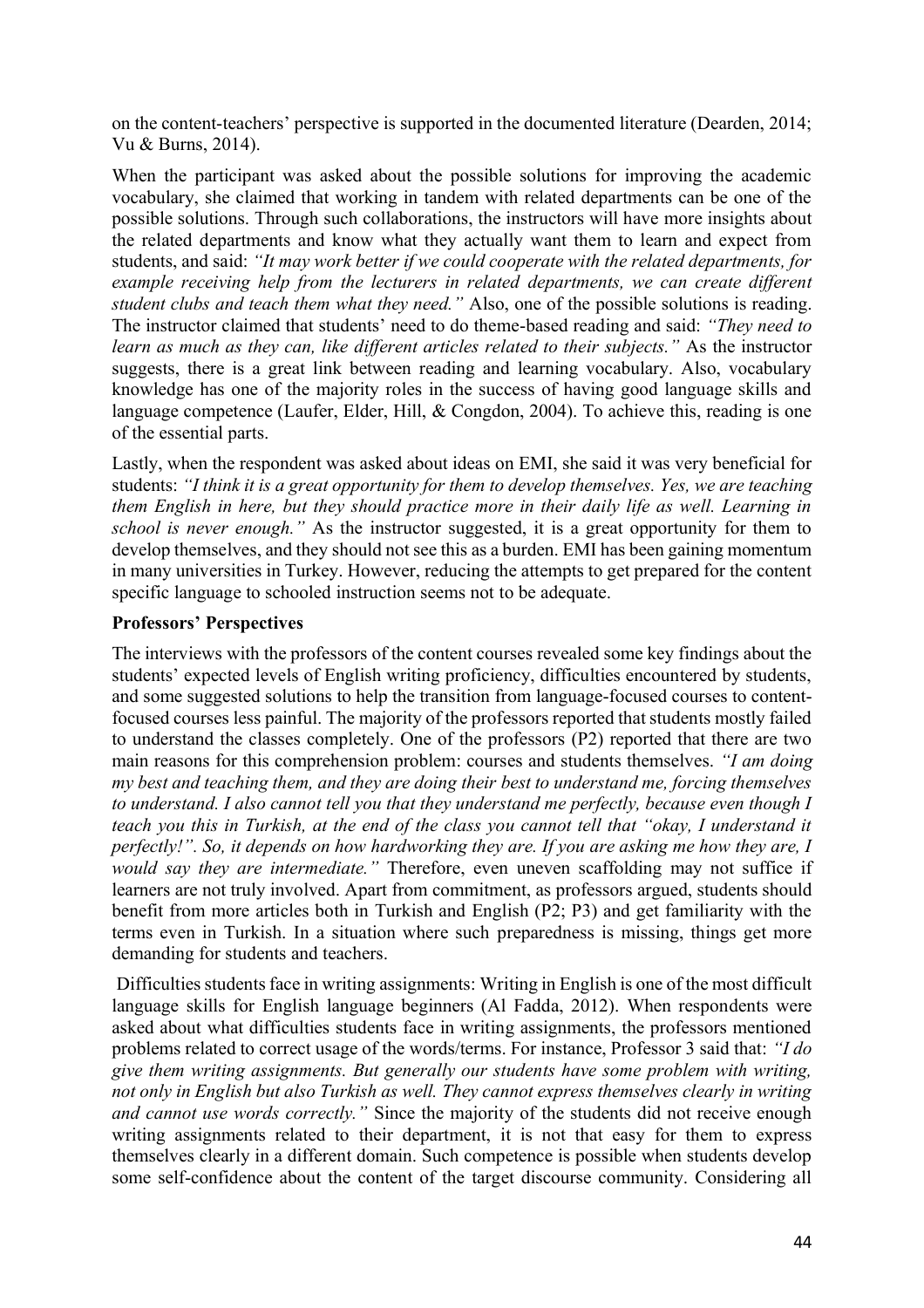on the content-teachers' perspective is supported in the documented literature (Dearden, 2014; Vu & Burns, 2014).

When the participant was asked about the possible solutions for improving the academic vocabulary, she claimed that working in tandem with related departments can be one of the possible solutions. Through such collaborations, the instructors will have more insights about the related departments and know what they actually want them to learn and expect from students, and said: *"It may work better if we could cooperate with the related departments, for example receiving help from the lecturers in related departments, we can create different student clubs and teach them what they need."* Also, one of the possible solutions is reading. The instructor claimed that students' need to do theme-based reading and said: *"They need to learn as much as they can, like different articles related to their subjects."* As the instructor suggests, there is a great link between reading and learning vocabulary. Also, vocabulary knowledge has one of the majority roles in the success of having good language skills and language competence (Laufer, Elder, Hill, & Congdon, 2004). To achieve this, reading is one of the essential parts.

Lastly, when the respondent was asked about ideas on EMI, she said it was very beneficial for students: *"I think it is a great opportunity for them to develop themselves. Yes, we are teaching them English in here, but they should practice more in their daily life as well. Learning in school is never enough."* As the instructor suggested, it is a great opportunity for them to develop themselves, and they should not see this as a burden. EMI has been gaining momentum in many universities in Turkey. However, reducing the attempts to get prepared for the content specific language to schooled instruction seems not to be adequate.

**Professors' Perspectives**

The interviews with the professors of the content courses revealed some key findings about the students' expected levels of English writing proficiency, difficulties encountered by students, and some suggested solutions to help the transition from language-focused courses to content-focused courses less painful. The majority of the professors reported that students mostly failed to understand the classes completely. One of the professors (P2) reported that there are two main reasons for this comprehension problem: courses and students themselves. *"I am doing my best and teaching them, and they are doing their best to understand me, forcing themselves to understand. I also cannot tell you that they understand me perfectly, because even though I teach you this in Turkish, at the end of the class you cannot tell that "okay, I understand it perfectly!". So, it depends on how hardworking they are. If you are asking me how they are, I would say they are intermediate."* Therefore, even uneven scaffolding may not suffice if learners are not truly involved. Apart from commitment, as professors argued, students should benefit from more articles both in Turkish and English (P2; P3) and get familiarity with the terms even in Turkish. In a situation where such preparedness is missing, things get more demanding for students and teachers.

Difficulties students face in writing assignments: Writing in English is one of the most difficult language skills for English language beginners (Al Fadda, 2012). When respondents were asked about what difficulties students face in writing assignments, the professors mentioned problems related to correct usage of the words/terms. For instance, Professor 3 said that: *"I do give them writing assignments. But generally our students have some problem with writing, not only in English but also Turkish as well. They cannot express themselves clearly in writing and cannot use words correctly."* Since the majority of the students did not receive enough writing assignments related to their department, it is not that easy for them to express themselves clearly in a different domain. Such competence is possible when students develop some self-confidence about the content of the target discourse community. Considering all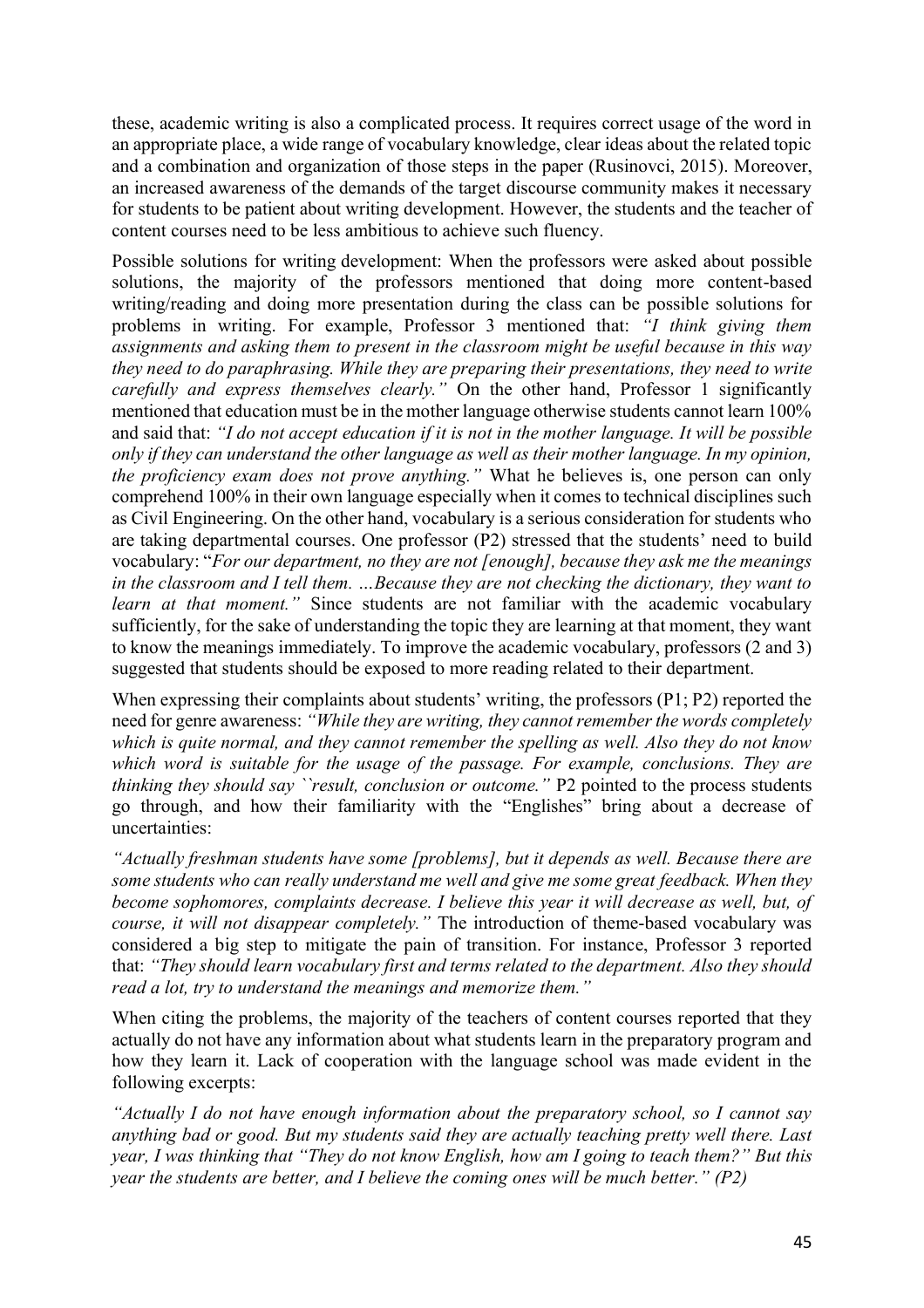these, academic writing is also a complicated process. It requires correct usage of the word in an appropriate place, a wide range of vocabulary knowledge, clear ideas about the related topic and a combination and organization of those steps in the paper (Rusinovci, 2015). Moreover, an increased awareness of the demands of the target discourse community makes it necessary for students to be patient about writing development. However, the students and the teacher of content courses need to be less ambitious to achieve such fluency.

Possible solutions for writing development: When the professors were asked about possible solutions, the majority of the professors mentioned that doing more content-based writing/reading and doing more presentation during the class can be possible solutions for problems in writing. For example, Professor 3 mentioned that: *"I think giving them assignments and asking them to present in the classroom might be useful because in this way they need to do paraphrasing. While they are preparing their presentations, they need to write carefully and express themselves clearly."* On the other hand, Professor 1 significantly mentioned that education must be in the mother language otherwise students cannot learn 100% and said that: *"I do not accept education if it is not in the mother language. It will be possible only if they can understand the other language as well as their mother language. In my opinion, the proficiency exam does not prove anything."* What he believes is, one person can only comprehend 100% in their own language especially when it comes to technical disciplines such as Civil Engineering. On the other hand, vocabulary is a serious consideration for students who are taking departmental courses. One professor (P2) stressed that the students' need to build vocabulary: "*For our department, no they are not [enough], because they ask me the meanings in the classroom and I tell them. …Because they are not checking the dictionary, they want to learn at that moment."* Since students are not familiar with the academic vocabulary sufficiently, for the sake of understanding the topic they are learning at that moment, they want to know the meanings immediately. To improve the academic vocabulary, professors (2 and 3) suggested that students should be exposed to more reading related to their department.

When expressing their complaints about students' writing, the professors (P1; P2) reported the need for genre awareness: *"While they are writing, they cannot remember the words completely which is quite normal, and they cannot remember the spelling as well. Also they do not know which word is suitable for the usage of the passage. For example, conclusions. They are thinking they should say ``result, conclusion or outcome."* P2 pointed to the process students go through, and how their familiarity with the "Englishes" bring about a decrease of uncertainties:

*"Actually freshman students have some [problems], but it depends as well. Because there are some students who can really understand me well and give me some great feedback. When they become sophomores, complaints decrease. I believe this year it will decrease as well, but, of course, it will not disappear completely."* The introduction of theme-based vocabulary was considered a big step to mitigate the pain of transition. For instance, Professor 3 reported that: *"They should learn vocabulary first and terms related to the department. Also they should read a lot, try to understand the meanings and memorize them."*

When citing the problems, the majority of the teachers of content courses reported that they actually do not have any information about what students learn in the preparatory program and how they learn it. Lack of cooperation with the language school was made evident in the following excerpts:

*"Actually I do not have enough information about the preparatory school, so I cannot say anything bad or good. But my students said they are actually teaching pretty well there. Last year, I was thinking that "They do not know English, how am I going to teach them?" But this year the students are better, and I believe the coming ones will be much better." (P2)*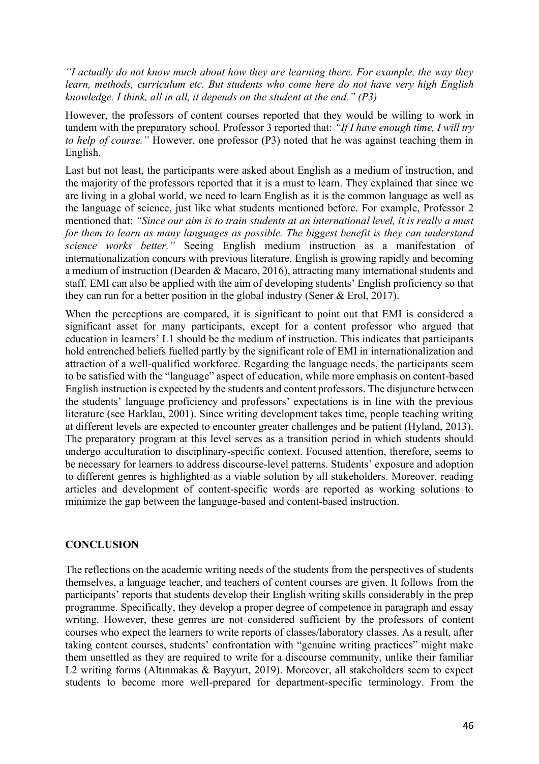*"I actually do not know much about how they are learning there. For example, the way they learn, methods, curriculum etc. But students who come here do not have very high English knowledge. I think, all in all, it depends on the student at the end." (P3)*

However, the professors of content courses reported that they would be willing to work in tandem with the preparatory school. Professor 3 reported that: *"If I have enough time, I will try to help of course."* However, one professor (P3) noted that he was against teaching them in English.

Last but not least, the participants were asked about English as a medium of instruction, and the majority of the professors reported that it is a must to learn. They explained that since we are living in a global world, we need to learn English as it is the common language as well as the language of science, just like what students mentioned before. For example, Professor 2 mentioned that: *"Since our aim is to train students at an international level, it is really a must for them to learn as many languages as possible. The biggest benefit is they can understand science works better."* Seeing English medium instruction as a manifestation of internationalization concurs with previous literature. English is growing rapidly and becoming a medium of instruction (Dearden & Macaro, 2016), attracting many international students and staff. EMI can also be applied with the aim of developing students' English proficiency so that they can run for a better position in the global industry (Sener & Erol, 2017).

When the perceptions are compared, it is significant to point out that EMI is considered a significant asset for many participants, except for a content professor who argued that education in learners' L1 should be the medium of instruction. This indicates that participants hold entrenched beliefs fuelled partly by the significant role of EMI in internationalization and attraction of a well-qualified workforce. Regarding the language needs, the participants seem to be satisfied with the "language" aspect of education, while more emphasis on content-based English instruction is expected by the students and content professors. The disjuncture between the students' language proficiency and professors' expectations is in line with the previous literature (see Harklau, 2001). Since writing development takes time, people teaching writing at different levels are expected to encounter greater challenges and be patient (Hyland, 2013). The preparatory program at this level serves as a transition period in which students should undergo acculturation to disciplinary-specific context. Focused attention, therefore, seems to be necessary for learners to address discourse-level patterns. Students' exposure and adoption to different genres is highlighted as a viable solution by all stakeholders. Moreover, reading articles and development of content-specific words are reported as working solutions to minimize the gap between the language-based and content-based instruction.

## CONCLUSION

The reflections on the academic writing needs of the students from the perspectives of students themselves, a language teacher, and teachers of content courses are given. It follows from the participants' reports that students develop their English writing skills considerably in the prep programme. Specifically, they develop a proper degree of competence in paragraph and essay writing. However, these genres are not considered sufficient by the professors of content courses who expect the learners to write reports of classes/laboratory classes. As a result, after taking content courses, students' confrontation with "genuine writing practices" might make them unsettled as they are required to write for a discourse community, unlike their familiar L2 writing forms (Altınmakas & Bayyurt, 2019). Moreover, all stakeholders seem to expect students to become more well-prepared for department-specific terminology. From the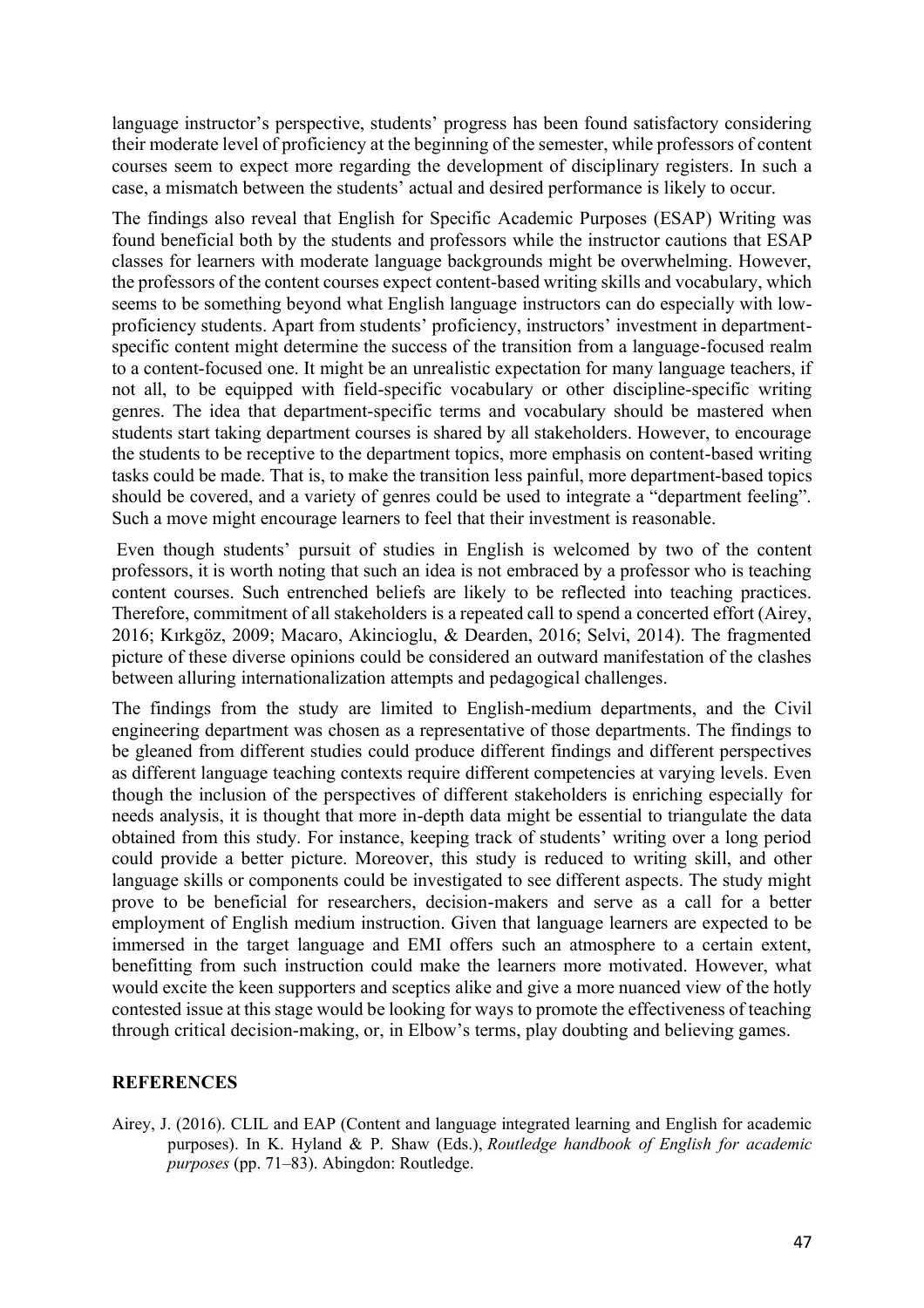language instructor's perspective, students' progress has been found satisfactory considering their moderate level of proficiency at the beginning of the semester, while professors of content courses seem to expect more regarding the development of disciplinary registers. In such a case, a mismatch between the students' actual and desired performance is likely to occur.

The findings also reveal that English for Specific Academic Purposes (ESAP) Writing was found beneficial both by the students and professors while the instructor cautions that ESAP classes for learners with moderate language backgrounds might be overwhelming. However, the professors of the content courses expect content-based writing skills and vocabulary, which seems to be something beyond what English language instructors can do especially with low-proficiency students. Apart from students' proficiency, instructors' investment in department-specific content might determine the success of the transition from a language-focused realm to a content-focused one. It might be an unrealistic expectation for many language teachers, if not all, to be equipped with field-specific vocabulary or other discipline-specific writing genres. The idea that department-specific terms and vocabulary should be mastered when students start taking department courses is shared by all stakeholders. However, to encourage the students to be receptive to the department topics, more emphasis on content-based writing tasks could be made. That is, to make the transition less painful, more department-based topics should be covered, and a variety of genres could be used to integrate a "department feeling". Such a move might encourage learners to feel that their investment is reasonable.

Even though students' pursuit of studies in English is welcomed by two of the content professors, it is worth noting that such an idea is not embraced by a professor who is teaching content courses. Such entrenched beliefs are likely to be reflected into teaching practices. Therefore, commitment of all stakeholders is a repeated call to spend a concerted effort (Airey, 2016; Kırkgöz, 2009; Macaro, Akincioglu, & Dearden, 2016; Selvi, 2014). The fragmented picture of these diverse opinions could be considered an outward manifestation of the clashes between alluring internationalization attempts and pedagogical challenges.

The findings from the study are limited to English-medium departments, and the Civil engineering department was chosen as a representative of those departments. The findings to be gleaned from different studies could produce different findings and different perspectives as different language teaching contexts require different competencies at varying levels. Even though the inclusion of the perspectives of different stakeholders is enriching especially for needs analysis, it is thought that more in-depth data might be essential to triangulate the data obtained from this study. For instance, keeping track of students' writing over a long period could provide a better picture. Moreover, this study is reduced to writing skill, and other language skills or components could be investigated to see different aspects. The study might prove to be beneficial for researchers, decision-makers and serve as a call for a better employment of English medium instruction. Given that language learners are expected to be immersed in the target language and EMI offers such an atmosphere to a certain extent, benefitting from such instruction could make the learners more motivated. However, what would excite the keen supporters and sceptics alike and give a more nuanced view of the hotly contested issue at this stage would be looking for ways to promote the effectiveness of teaching through critical decision-making, or, in Elbow's terms, play doubting and believing games.

## REFERENCES

Airey, J. (2016). CLIL and EAP (Content and language integrated learning and English for academic purposes). In K. Hyland & P. Shaw (Eds.), *Routledge handbook of English for academic purposes* (pp. 71–83). Abingdon: Routledge.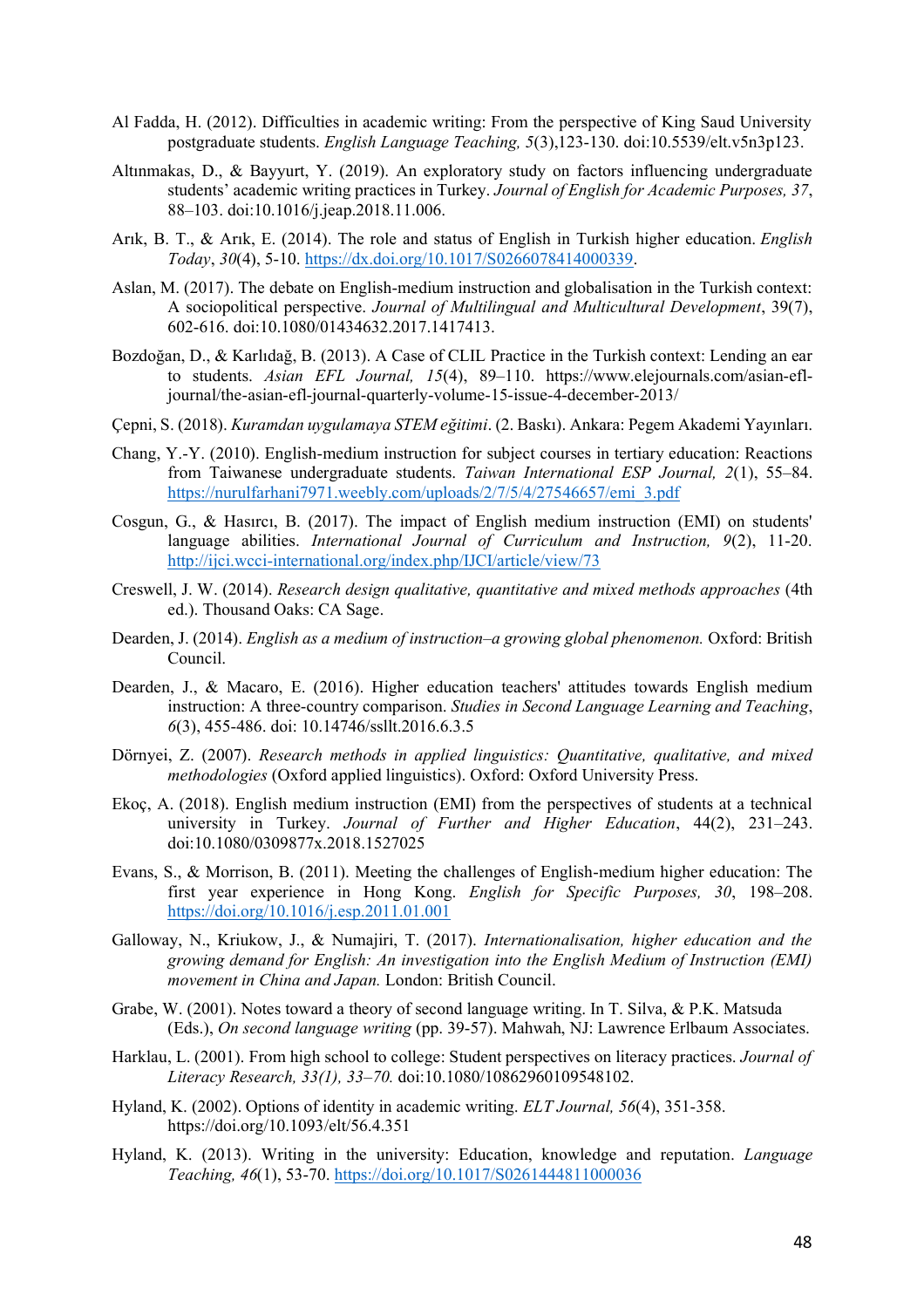Al Fadda, H. (2012). Difficulties in academic writing: From the perspective of King Saud University postgraduate students. *English Language Teaching, 5*(3),123-130. doi:10.5539/elt.v5n3p123.

Altınmakas, D., & Bayyurt, Y. (2019). An exploratory study on factors influencing undergraduate students' academic writing practices in Turkey. *Journal of English for Academic Purposes, 37*, 88–103. doi:10.1016/j.jeap.2018.11.006.

Arık, B. T., & Arık, E. (2014). The role and status of English in Turkish higher education. *English Today*, *30*(4), 5-10. https://dx.doi.org/10.1017/S0266078414000339.

Aslan, M. (2017). The debate on English-medium instruction and globalisation in the Turkish context: A sociopolitical perspective. *Journal of Multilingual and Multicultural Development*, 39(7), 602-616. doi:10.1080/01434632.2017.1417413.

Bozdoğan, D., & Karlıdağ, B. (2013). A Case of CLIL Practice in the Turkish context: Lending an ear to students. *Asian EFL Journal, 15*(4), 89–110. https://www.elejournals.com/asian-efl-journal/the-asian-efl-journal-quarterly-volume-15-issue-4-december-2013/

Çepni, S. (2018). *Kuramdan uygulamaya STEM eğitimi*. (2. Baskı). Ankara: Pegem Akademi Yayınları.

Chang, Y.-Y. (2010). English-medium instruction for subject courses in tertiary education: Reactions from Taiwanese undergraduate students. *Taiwan International ESP Journal, 2*(1), 55–84. https://nurulfarhani7971.weebly.com/uploads/2/7/5/4/27546657/emi_3.pdf

Cosgun, G., & Hasırcı, B. (2017). The impact of English medium instruction (EMI) on students' language abilities. *International Journal of Curriculum and Instruction, 9*(2), 11-20. http://ijci.wcci-international.org/index.php/IJCI/article/view/73

Creswell, J. W. (2014). *Research design qualitative, quantitative and mixed methods approaches* (4th ed.). Thousand Oaks: CA Sage.

Dearden, J. (2014). *English as a medium of instruction–a growing global phenomenon.* Oxford: British Council.

Dearden, J., & Macaro, E. (2016). Higher education teachers' attitudes towards English medium instruction: A three-country comparison. *Studies in Second Language Learning and Teaching*, *6*(3), 455-486. doi: 10.14746/ssllt.2016.6.3.5

Dörnyei, Z. (2007). *Research methods in applied linguistics: Quantitative, qualitative, and mixed methodologies* (Oxford applied linguistics). Oxford: Oxford University Press.

Ekoç, A. (2018). English medium instruction (EMI) from the perspectives of students at a technical university in Turkey. *Journal of Further and Higher Education*, 44(2), 231–243. doi:10.1080/0309877x.2018.1527025

Evans, S., & Morrison, B. (2011). Meeting the challenges of English-medium higher education: The first year experience in Hong Kong. *English for Specific Purposes, 30*, 198–208. https://doi.org/10.1016/j.esp.2011.01.001

Galloway, N., Kriukow, J., & Numajiri, T. (2017). *Internationalisation, higher education and the growing demand for English: An investigation into the English Medium of Instruction (EMI) movement in China and Japan.* London: British Council.

Grabe, W. (2001). Notes toward a theory of second language writing. In T. Silva, & P.K. Matsuda (Eds.), *On second language writing* (pp. 39-57). Mahwah, NJ: Lawrence Erlbaum Associates.

Harklau, L. (2001). From high school to college: Student perspectives on literacy practices. *Journal of Literacy Research, 33(1), 33–70.* doi:10.1080/10862960109548102.

Hyland, K. (2002). Options of identity in academic writing. *ELT Journal, 56*(4), 351-358. https://doi.org/10.1093/elt/56.4.351

Hyland, K. (2013). Writing in the university: Education, knowledge and reputation. *Language Teaching, 46*(1), 53-70. https://doi.org/10.1017/S0261444811000036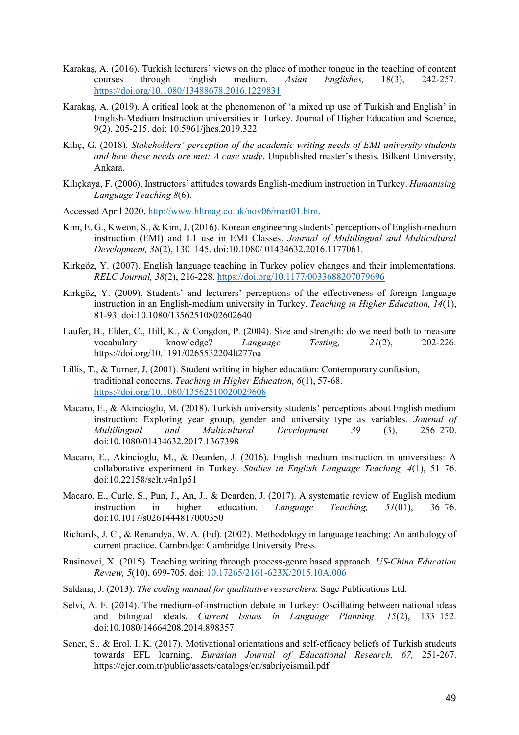Karakaş, A. (2016). Turkish lecturers' views on the place of mother tongue in the teaching of content courses through English medium. *Asian Englishes,* 18(3), 242-257. https://doi.org/10.1080/13488678.2016.1229831

Karakaş, A. (2019). A critical look at the phenomenon of 'a mixed up use of Turkish and English' in English-Medium Instruction universities in Turkey. Journal of Higher Education and Science, 9(2), 205-215. doi: 10.5961/jhes.2019.322

Kılıç, G. (2018). *Stakeholders' perception of the academic writing needs of EMI university students and how these needs are met: A case study*. Unpublished master's thesis. Bilkent University, Ankara.

Kılıçkaya, F. (2006). Instructors' attitudes towards English-medium instruction in Turkey. *Humanising Language Teaching 8*(6).

Accessed April 2020. http://www.hltmag.co.uk/nov06/mart01.htm.

Kim, E. G., Kweon, S., & Kim, J. (2016). Korean engineering students' perceptions of English-medium instruction (EMI) and L1 use in EMI Classes. *Journal of Multilingual and Multicultural Development, 38*(2), 130–145. doi:10.1080/ 01434632.2016.1177061.

Kırkgöz, Y. (2007). English language teaching in Turkey policy changes and their implementations. *RELC Journal, 38*(2), 216-228. https://doi.org/10.1177/0033688207079696

Kırkgöz, Y. (2009). Students' and lecturers' perceptions of the effectiveness of foreign language instruction in an English-medium university in Turkey. *Teaching in Higher Education, 14*(1), 81-93. doi:10.1080/13562510802602640

Laufer, B., Elder, C., Hill, K., & Congdon, P. (2004). Size and strength: do we need both to measure vocabulary knowledge? *Language Testing, 21*(2), 202-226. https://doi.org/10.1191/0265532204lt277oa

Lillis, T., & Turner, J. (2001). Student writing in higher education: Contemporary confusion, traditional concerns. *Teaching in Higher Education, 6*(1), 57-68. https://doi.org/10.1080/13562510020029608

Macaro, E., & Akincioglu, M. (2018). Turkish university students' perceptions about English medium instruction: Exploring year group, gender and university type as variables. *Journal of Multilingual and Multicultural Development 39* (3), 256–270. doi:10.1080/01434632.2017.1367398

Macaro, E., Akincioglu, M., & Dearden, J. (2016). English medium instruction in universities: A collaborative experiment in Turkey. *Studies in English Language Teaching, 4*(1), 51–76. doi:10.22158/selt.v4n1p51

Macaro, E., Curle, S., Pun, J., An, J., & Dearden, J. (2017). A systematic review of English medium instruction in higher education. *Language Teaching, 51*(01), 36–76. doi:10.1017/s0261444817000350

Richards, J. C., & Renandya, W. A. (Ed). (2002). Methodology in language teaching: An anthology of current practice. Cambridge: Cambridge University Press.

Rusinovci, X. (2015). Teaching writing through process-genre based approach. *US-China Education Review, 5*(10), 699-705. doi: 10.17265/2161-623X/2015.10A.006

Saldana, J. (2013). *The coding manual for qualitative researchers.* Sage Publications Ltd.

Selvi, A. F. (2014). The medium-of-instruction debate in Turkey: Oscillating between national ideas and bilingual ideals. *Current Issues in Language Planning, 15*(2), 133–152. doi:10.1080/14664208.2014.898357

Sener, S., & Erol, I. K. (2017). Motivational orientations and self-efficacy beliefs of Turkish students towards EFL learning. *Eurasian Journal of Educational Research, 67,* 251-267. https://ejer.com.tr/public/assets/catalogs/en/sabriyeismail.pdf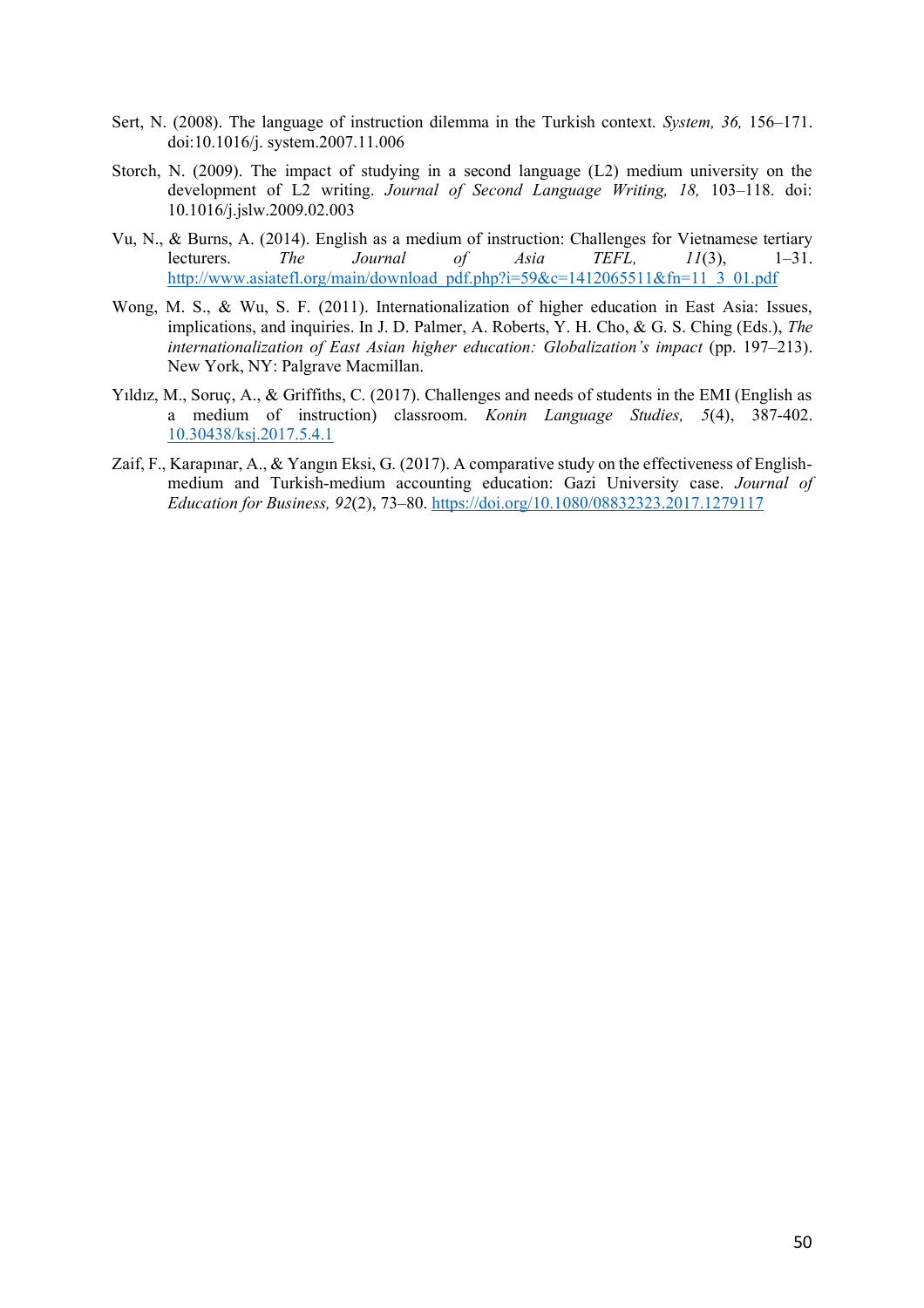Sert, N. (2008). The language of instruction dilemma in the Turkish context. *System, 36,* 156–171. doi:10.1016/j. system.2007.11.006

Storch, N. (2009). The impact of studying in a second language (L2) medium university on the development of L2 writing. *Journal of Second Language Writing, 18,* 103–118. doi: 10.1016/j.jslw.2009.02.003

Vu, N., & Burns, A. (2014). English as a medium of instruction: Challenges for Vietnamese tertiary lecturers. *The Journal of Asia TEFL, 11*(3), 1–31. http://www.asiatefl.org/main/download_pdf.php?i=59&c=1412065511&fn=11_3_01.pdf

Wong, M. S., & Wu, S. F. (2011). Internationalization of higher education in East Asia: Issues, implications, and inquiries. In J. D. Palmer, A. Roberts, Y. H. Cho, & G. S. Ching (Eds.), *The internationalization of East Asian higher education: Globalization's impact* (pp. 197–213). New York, NY: Palgrave Macmillan.

Yıldız, M., Soruç, A., & Griffiths, C. (2017). Challenges and needs of students in the EMI (English as a medium of instruction) classroom. *Konin Language Studies, 5*(4), 387-402. 10.30438/ksj.2017.5.4.1

Zaif, F., Karapınar, A., & Yangın Eksi, G. (2017). A comparative study on the effectiveness of English-medium and Turkish-medium accounting education: Gazi University case. *Journal of Education for Business, 92*(2), 73–80. https://doi.org/10.1080/08832323.2017.1279117